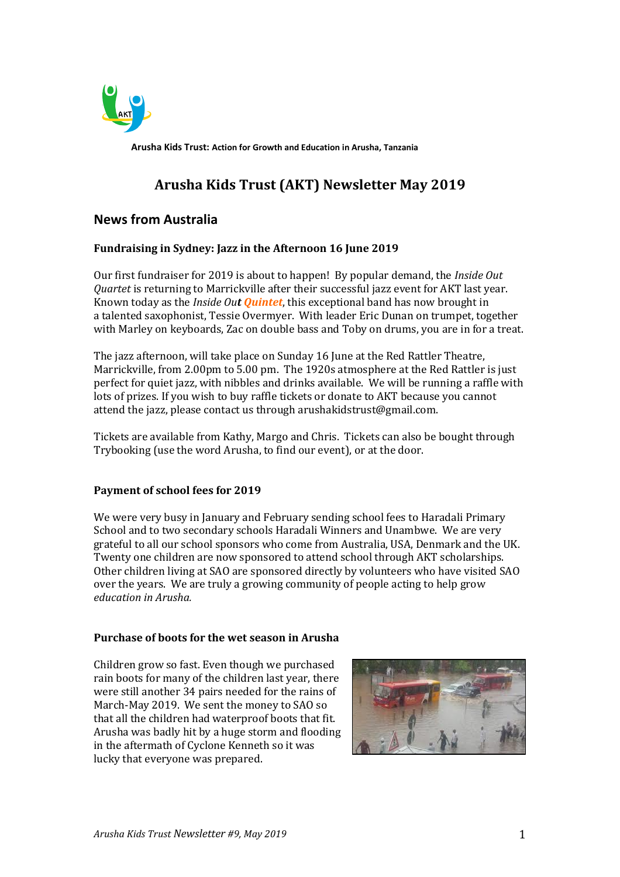Arusha Kids Trust: Action for Growth and Education in Arusha, Tanzania

# Arusha Kids Trust (AKT) Newsletter May 2019

## News from Australia

### Fundraising in Sydney: Jazz in the Afternoon 16 June 2019

Our first fundraiser for 2019 is about to happen! By popular demand, the *Inside Out Quartet* is returning to Marrickville after their successful jazz event for AKT last year. Known today as the *Inside Out* ***Quintet***, this exceptional band has now brought in a talented saxophonist, Tessie Overmyer. With leader Eric Dunan on trumpet, together with Marley on keyboards, Zac on double bass and Toby on drums, you are in for a treat.

The jazz afternoon, will take place on Sunday 16 June at the Red Rattler Theatre, Marrickville, from 2.00pm to 5.00 pm. The 1920s atmosphere at the Red Rattler is just perfect for quiet jazz, with nibbles and drinks available. We will be running a raffle with lots of prizes. If you wish to buy raffle tickets or donate to AKT because you cannot attend the jazz, please contact us through arushakidstrust@gmail.com.

Tickets are available from Kathy, Margo and Chris. Tickets can also be bought through Trybooking (use the word Arusha, to find our event), or at the door.

### Payment of school fees for 2019

We were very busy in January and February sending school fees to Haradali Primary School and to two secondary schools Haradali Winners and Unambwe. We are very grateful to all our school sponsors who come from Australia, USA, Denmark and the UK. Twenty one children are now sponsored to attend school through AKT scholarships. Other children living at SAO are sponsored directly by volunteers who have visited SAO over the years. We are truly a growing community of people acting to help grow *education in Arusha.*

### Purchase of boots for the wet season in Arusha

Children grow so fast. Even though we purchased rain boots for many of the children last year, there were still another 34 pairs needed for the rains of March-May 2019. We sent the money to SAO so that all the children had waterproof boots that fit. Arusha was badly hit by a huge storm and flooding in the aftermath of Cyclone Kenneth so it was lucky that everyone was prepared.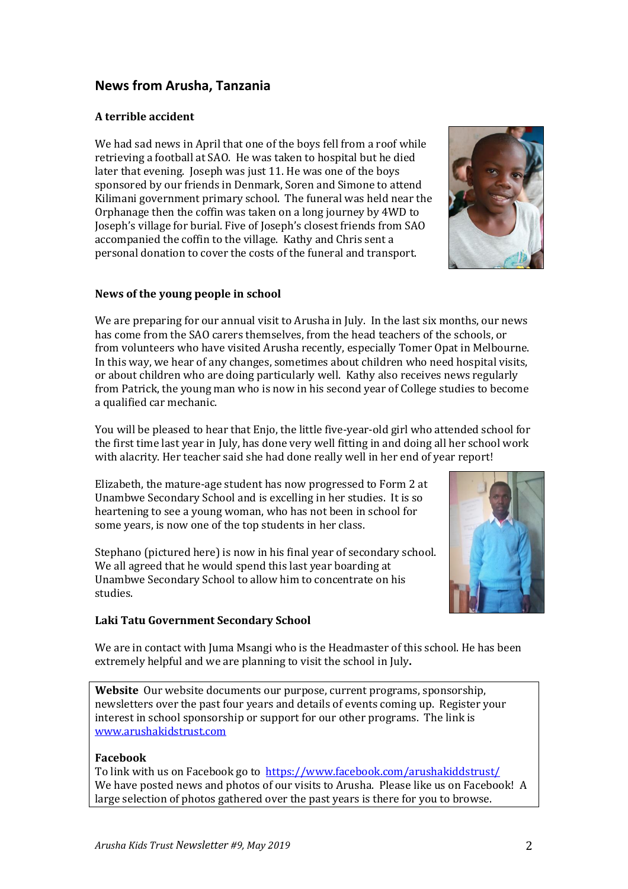## News from Arusha, Tanzania

### A terrible accident

We had sad news in April that one of the boys fell from a roof while retrieving a football at SAO. He was taken to hospital but he died later that evening. Joseph was just 11. He was one of the boys sponsored by our friends in Denmark, Soren and Simone to attend Kilimani government primary school. The funeral was held near the Orphanage then the coffin was taken on a long journey by 4WD to Joseph's village for burial. Five of Joseph's closest friends from SAO accompanied the coffin to the village. Kathy and Chris sent a personal donation to cover the costs of the funeral and transport.

### News of the young people in school

We are preparing for our annual visit to Arusha in July. In the last six months, our news has come from the SAO carers themselves, from the head teachers of the schools, or from volunteers who have visited Arusha recently, especially Tomer Opat in Melbourne. In this way, we hear of any changes, sometimes about children who need hospital visits, or about children who are doing particularly well. Kathy also receives news regularly from Patrick, the young man who is now in his second year of College studies to become a qualified car mechanic.

You will be pleased to hear that Enjo, the little five-year-old girl who attended school for the first time last year in July, has done very well fitting in and doing all her school work with alacrity. Her teacher said she had done really well in her end of year report!

Elizabeth, the mature-age student has now progressed to Form 2 at Unambwe Secondary School and is excelling in her studies. It is so heartening to see a young woman, who has not been in school for some years, is now one of the top students in her class.

Stephano (pictured here) is now in his final year of secondary school. We all agreed that he would spend this last year boarding at Unambwe Secondary School to allow him to concentrate on his studies.

### Laki Tatu Government Secondary School

We are in contact with Juma Msangi who is the Headmaster of this school. He has been extremely helpful and we are planning to visit the school in July**.**

**Website** Our website documents our purpose, current programs, sponsorship, newsletters over the past four years and details of events coming up. Register your interest in school sponsorship or support for our other programs. The link is www.arushakidstrust.com

**Facebook**
To link with us on Facebook go to https://www.facebook.com/arushakiddstrust/
We have posted news and photos of our visits to Arusha. Please like us on Facebook! A large selection of photos gathered over the past years is there for you to browse.